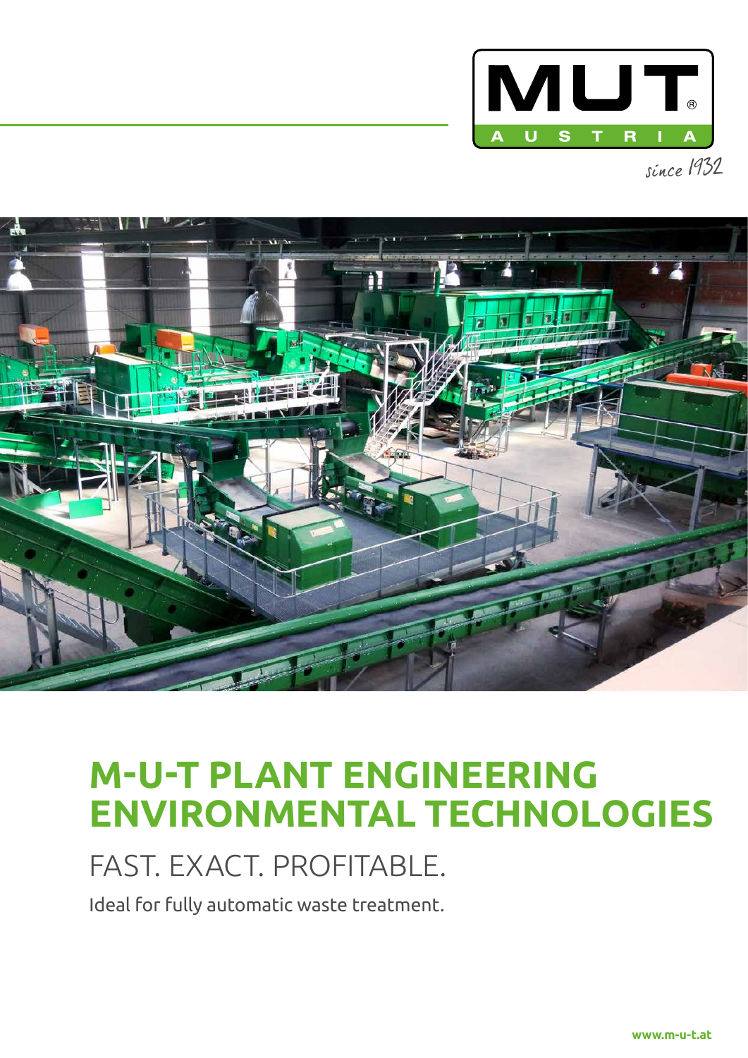MUT AUSTRIA

since 1932

# M-U-T PLANT ENGINEERING ENVIRONMENTAL TECHNOLOGIES

## FAST. EXACT. PROFITABLE.

Ideal for fully automatic waste treatment.

**www.m-u-t.at**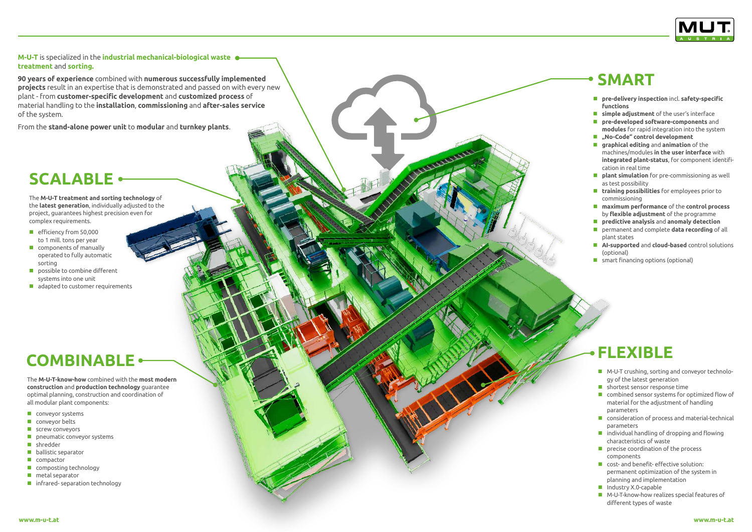**M-U-T** is specialized in the **industrial mechanical-biological waste treatment** and **sorting.**

**90 years of experience** combined with **numerous successfully implemented projects** result in an expertise that is demonstrated and passed on with every new plant - from **customer-specific development** and **customized process** of material handling to the **installation**, **commissioning** and **after-sales service** of the system.

From the **stand-alone power unit** to **modular** and **turnkey plants**.

## SCALABLE

The **M-U-T treatment and sorting technology** of the **latest generation**, individually adjusted to the project, guarantees highest precision even for complex requirements.

- efficiency from 50,000 to 1 mill. tons per year
- components of manually operated to fully automatic sorting
- possible to combine different systems into one unit
- adapted to customer requirements

## COMBINABLE

The **M-U-T-know-how** combined with the **most modern construction** and **production technology** guarantee optimal planning, construction and coordination of all modular plant components:

- conveyor systems
- conveyor belts
- screw conveyors
- pneumatic conveyor systems
- shredder
- ballistic separator
- compactor
- composting technology
- metal separator
- infrared- separation technology

## SMART

- **pre-delivery inspection** incl. **safety-specific functions**
- **simple adjustment** of the user's interface
- **pre-developed software-components** and **modules** for rapid integration into the system
- **„No-Code" control development**
- **graphical editing** and **animation** of the machines/modules **in the user interface** with **integrated plant-status**, for component identification in real time
- **plant simulation** for pre-commissioning as well as test possibility
- **training possibilities** for employees prior to commissioning
- **maximum performance** of the **control process** by **flexible adjustment** of the programme
- **predictive analysis** and **anomaly detection**
- permanent and complete **data recording** of all plant states
- **AI-supported** and **cloud-based** control solutions (optional)
- smart financing options (optional)

## FLEXIBLE

- M-U-T crushing, sorting and conveyor technology of the latest generation
- shortest sensor response time
- combined sensor systems for optimized flow of material for the adjustment of handling parameters
- consideration of process and material-technical parameters
- individual handling of dropping and flowing characteristics of waste
- precise coordination of the process components
- cost- and benefit- effective solution: permanent optimization of the system in planning and implementation
- Industry X.0-capable
- M-U-T-know-how realizes special features of different types of waste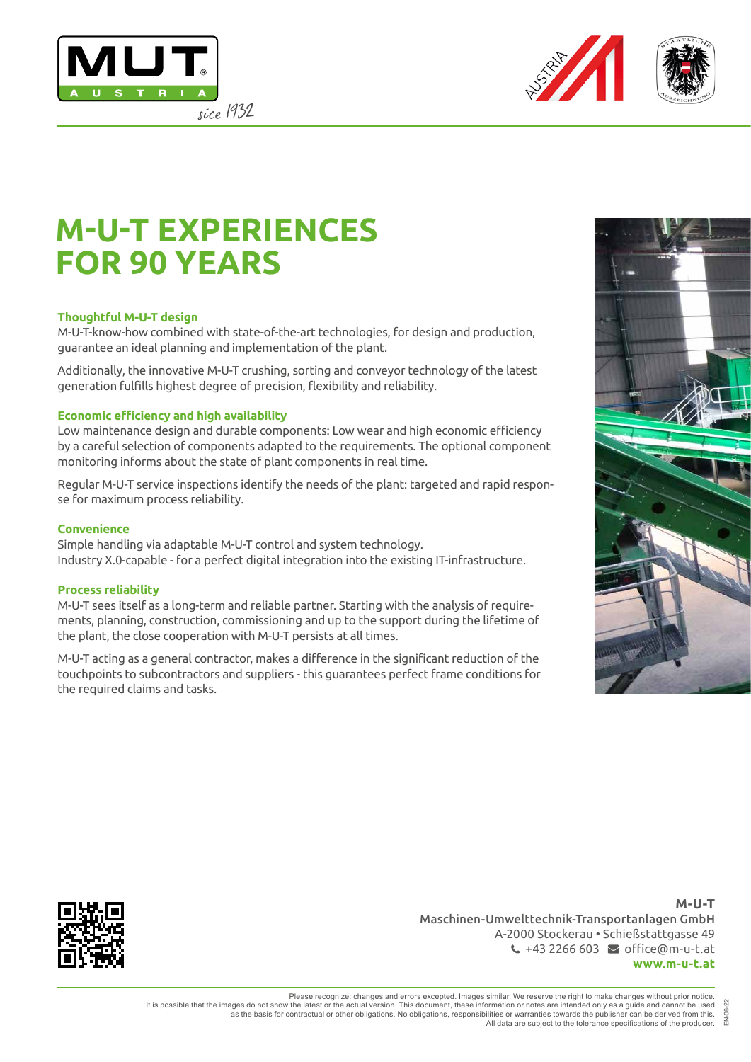# M-U-T EXPERIENCES FOR 90 YEARS

### Thoughtful M-U-T design

M-U-T-know-how combined with state-of-the-art technologies, for design and production, guarantee an ideal planning and implementation of the plant.

Additionally, the innovative M-U-T crushing, sorting and conveyor technology of the latest generation fulfills highest degree of precision, flexibility and reliability.

### Economic efficiency and high availability

Low maintenance design and durable components: Low wear and high economic efficiency by a careful selection of components adapted to the requirements. The optional component monitoring informs about the state of plant components in real time.

Regular M-U-T service inspections identify the needs of the plant: targeted and rapid response for maximum process reliability.

### Convenience

Simple handling via adaptable M-U-T control and system technology.
Industry X.0-capable - for a perfect digital integration into the existing IT-infrastructure.

### Process reliability

M-U-T sees itself as a long-term and reliable partner. Starting with the analysis of requirements, planning, construction, commissioning and up to the support during the lifetime of the plant, the close cooperation with M-U-T persists at all times.

M-U-T acting as a general contractor, makes a difference in the significant reduction of the touchpoints to subcontractors and suppliers - this guarantees perfect frame conditions for the required claims and tasks.

**M-U-T**
Maschinen-Umwelttechnik-Transportanlagen GmbH
A-2000 Stockerau • Schießstattgasse 49
+43 2266 603 office@m-u-t.at
**www.m-u-t.at**

Please recognize: changes and errors excepted. Images similar. We reserve the right to make changes without prior notice. It is possible that the images do not show the latest or the actual version. This document, these information or notes are intended only as a guide and cannot be used as the basis for contractual or other obligations. No obligations, responsibilities or warranties towards the publisher can be derived from this. All data are subject to the tolerance specifications of the producer.

EN-06-22